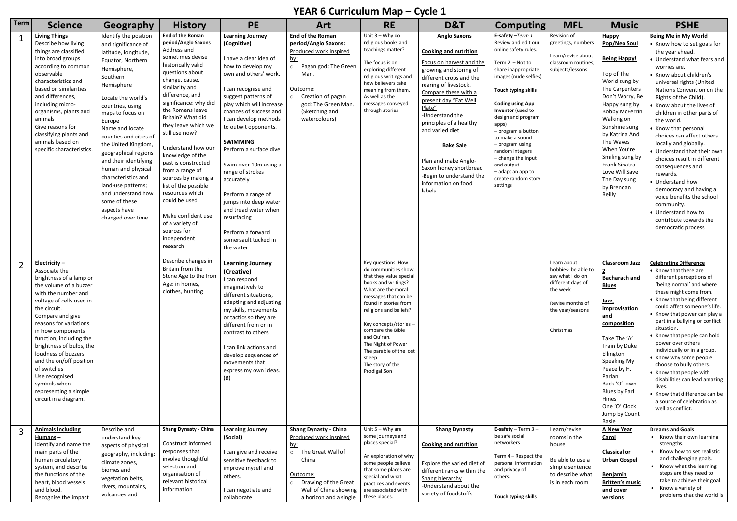# YEAR 6 Curriculum Map – Cycle 1

| Term | Science | Geography | History | PE | Art | RE | D&T | Computing | MFL | Music | PSHE |
|---|---|---|---|---|---|---|---|---|---|---|---|
| 1 | **Living Things**<br>Describe how living things are classified into broad groups according to common observable characteristics and based on similarities and differences, including micro-organisms, plants and animals<br>Give reasons for classifying plants and animals based on specific characteristics. | Identify the position and significance of latitude, longitude, Equator, Northern Hemisphere, Southern Hemisphere<br><br>Locate the world's countries, using maps to focus on Europe<br>Name and locate counties and cities of the United Kingdom, geographical regions and their identifying human and physical characteristics and land-use patterns; and understand how some of these aspects have changed over time | **End of the Roman period/Anglo Saxons**<br>Address and sometimes devise historically valid questions about change, cause, similarity and difference, and significance: why did the Romans leave Britain? What did they leave which we still use now?<br><br>Understand how our knowledge of the past is constructed from a range of sources by making a list of the possible resources which could be used<br><br>Make confident use of a variety of sources for independent research | **Learning Journey (Cognitive)**<br><br>I have a clear idea of how to develop my own and others' work.<br><br>I can recognise and suggest patterns of play which will increase chances of success and I can develop methods to outwit opponents.<br><br>**SWIMMING**<br>Perform a surface dive<br><br>Swim over 10m using a range of strokes accurately<br><br>Perform a range of jumps into deep water and tread water when resurfacing<br><br>Perform a forward somersault tucked in the water | **End of the Roman period/Anglo Saxons:**<br>Produced work inspired by:<br>○ Pagan god: The Green Man.<br><br>Outcome:<br>○ Creation of pagan god: The Green Man. (Sketching and watercolours) | Unit 3 – Why do religious books and teachings matter?<br><br>The focus is on exploring different religious writings and how believers take meaning from them. As well as the messages conveyed through stories | **Anglo Saxons**<br><br>**Cooking and nutrition**<br><br>Focus on harvest and the growing and storing of different crops and the rearing of livestock. Compare these with a present day "Eat Well Plate"<br>-Understand the principles of a healthy and varied diet<br><br>**Bake Sale**<br><br>Plan and make Anglo-Saxon honey shortbread<br>-Begin to understand the information on food labels | **E-safety** –*Term 1*<br>Review and edit our online safety rules.<br><br>Term 2 – Not to share inappropriate images (nude selfies)<br><br>**Touch typing skills**<br><br>**Coding using App Inventor** (used to design and program apps)<br>– program a button to make a sound<br>– program using random integers<br>– change the input and output<br>– adapt an app to create random story settings | Revision of greetings, numbers<br><br>Learn/revise about classroom routines, subjects/lessons | **Happy Pop/Neo Soul**<br><br>**Being Happy!**<br><br>Top of The World sung by The Carpenters<br>Don't Worry, Be Happy sung by Bobby McFerrin<br>Walking on Sunshine sung by Katrina And The Waves<br>When You're Smiling sung by Frank Sinatra<br>Love Will Save The Day sung by Brendan Reilly | **Being Me in My World**<br>• Know how to set goals for the year ahead.<br>• Understand what fears and worries are.<br>• Know about children's universal rights (United Nations Convention on the Rights of the Child).<br>• Know about the lives of children in other parts of the world.<br>• Know that personal choices can affect others locally and globally.<br>• Understand that their own choices result in different consequences and rewards.<br>• Understand how democracy and having a voice benefits the school community.<br>• Understand how to contribute towards the democratic process |
| 2 | **Electricity** –<br>Associate the brightness of a lamp or the volume of a buzzer with the number and voltage of cells used in the circuit.<br>Compare and give reasons for variations in how components function, including the brightness of bulbs, the loudness of buzzers and the on/off position of switches<br>Use recognised symbols when representing a simple circuit in a diagram. | | Describe changes in Britain from the Stone Age to the Iron Age: in homes, clothes, hunting | **Learning Journey (Creative)**<br>I can respond imaginatively to different situations, adapting and adjusting my skills, movements or tactics so they are different from or in contrast to others<br><br>I can link actions and develop sequences of movements that express my own ideas. (B) | | Key questions: How do communities show that they value special books and writings? What are the moral messages that can be found in stories from religions and beliefs?<br><br>Key concepts/stories – compare the Bible and Qu'ran.<br>The Night of Power<br>The parable of the lost sheep<br>The story of the Prodigal Son | | | Learn about hobbies- be able to say what I do on different days of the week<br><br>Revise months of the year/seasons<br><br>Christmas | **Classroom Jazz 2**<br>**Bacharach and Blues**<br><br>**Jazz, improvisation and composition**<br><br>Take The 'A' Train by Duke Ellington<br>Speaking My Peace by H. Parlan<br>Back 'O'Town Blues by Earl Hines<br>One 'O' Clock Jump by Count Basie | **Celebrating Difference**<br>• Know that there are different perceptions of 'being normal' and where these might come from.<br>• Know that being different could affect someone's life.<br>• Know that power can play a part in a bullying or conflict situation.<br>• Know that people can hold power over others individually or in a group.<br>• Know why some people choose to bully others.<br>• Know that people with disabilities can lead amazing lives.<br>• Know that difference can be a source of celebration as well as conflict. |
| 3 | **Animals Including Humans** –<br>Identify and name the main parts of the human circulatory system, and describe the functions of the heart, blood vessels and blood.<br>Recognise the impact | Describe and understand key aspects of physical geography, including: climate zones, biomes and vegetation belts, rivers, mountains, volcanoes and | **Shang Dynasty - China**<br><br>Construct informed responses that involve thoughtful selection and organisation of relevant historical information | **Learning Journey (Social)**<br><br>I can give and receive sensitive feedback to improve myself and others.<br><br>I can negotiate and collaborate | **Shang Dynasty - China**<br>Produced work inspired by:<br>○ The Great Wall of China<br><br>Outcome:<br>○ Drawing of the Great Wall of China showing a horizon and a single | Unit 5 – Why are some journeys and places special?<br><br>An exploration of why some people believe that some places are special and what practices and events are associated with these places. | **Shang Dynasty**<br><br>**Cooking and nutrition**<br><br>Explore the varied diet of different ranks within the Shang hierarchy<br>-Understand about the variety of foodstuffs | **E-safety** – Term 3 – be safe social networkers<br><br>Term 4 – Respect the personal information and privacy of others.<br><br>**Touch typing skills** | Learn/revise rooms in the house<br><br>Be able to use a simple sentence to describe what is in each room | **A New Year Carol**<br><br>**Classical or Urban Gospel**<br><br>**Benjamin Britten's music and cover versions** | **Dreams and Goals**<br>• Know their own learning strengths.<br>• Know how to set realistic and challenging goals.<br>• Know what the learning steps are they need to take to achieve their goal.<br>• Know a variety of problems that the world is |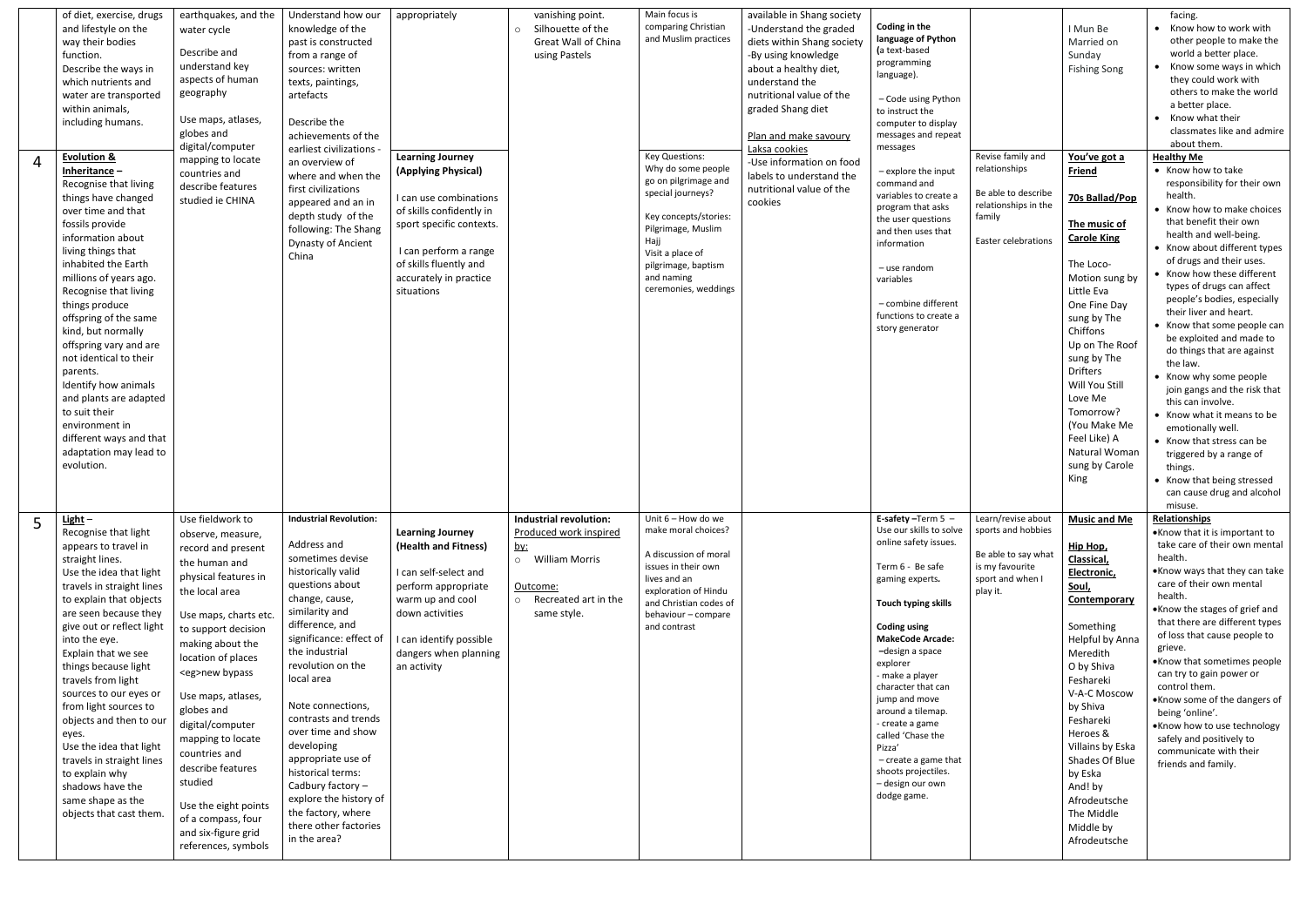| | | | | | | | | | | | |
|---|---|---|---|---|---|---|---|---|---|---|---|
| | of diet, exercise, drugs and lifestyle on the way their bodies function.<br>Describe the ways in which nutrients and water are transported within animals, including humans. | earthquakes, and the water cycle<br><br>Describe and understand key aspects of human geography<br><br>Use maps, atlases, globes and digital/computer mapping to locate countries and describe features studied ie CHINA | Understand how our knowledge of the past is constructed from a range of sources: written texts, paintings, artefacts<br><br>Describe the achievements of the earliest civilizations - an overview of where and when the first civilizations appeared and an in depth study of the following: The Shang Dynasty of Ancient China | appropriately | vanishing point.<br>○ Silhouette of the Great Wall of China using Pastels | Main focus is comparing Christian and Muslim practices | available in Shang society<br>-Understand the graded diets within Shang society<br>-By using knowledge about a healthy diet, understand the nutritional value of the graded Shang diet<br><br>Plan and make savoury Laksa cookies | **Coding in the language of Python** (a text-based programming language).<br><br>– Code using Python to instruct the computer to display messages and repeat messages | | I Mun Be Married on Sunday<br>Fishing Song | facing.<br>• Know how to work with other people to make the world a better place.<br>• Know some ways in which they could work with others to make the world a better place.<br>• Know what their classmates like and admire about them. |
| 4 | **Evolution & Inheritance** –<br>Recognise that living things have changed over time and that fossils provide information about living things that inhabited the Earth millions of years ago.<br>Recognise that living things produce offspring of the same kind, but normally offspring vary and are not identical to their parents.<br>Identify how animals and plants are adapted to suit their environment in different ways and that adaptation may lead to evolution. | | | **Learning Journey (Applying Physical)**<br><br>I can use combinations of skills confidently in sport specific contexts.<br><br>I can perform a range of skills fluently and accurately in practice situations | | Key Questions:<br>Why do some people go on pilgrimage and special journeys?<br><br>Key concepts/stories:<br>Pilgrimage, Muslim Hajj<br>Visit a place of pilgrimage, baptism and naming ceremonies, weddings | -Use information on food labels to understand the nutritional value of the cookies | – explore the input command and variables to create a program that asks the user questions and then uses that information<br><br>– use random variables<br><br>– combine different functions to create a story generator | Revise family and relationships<br><br>Be able to describe relationships in the family<br><br>Easter celebrations | **You've got a Friend**<br><br>**70s Ballad/Pop**<br><br>**The music of Carole King**<br><br>The Loco-Motion sung by Little Eva<br>One Fine Day sung by The Chiffons<br>Up on The Roof sung by The Drifters<br>Will You Still Love Me Tomorrow?<br>(You Make Me Feel Like) A Natural Woman sung by Carole King | **Healthy Me**<br>• Know how to take responsibility for their own health.<br>• Know how to make choices that benefit their own health and well-being.<br>• Know about different types of drugs and their uses.<br>• Know how these different types of drugs can affect people's bodies, especially their liver and heart.<br>• Know that some people can be exploited and made to do things that are against the law.<br>• Know why some people join gangs and the risk that this can involve.<br>• Know what it means to be emotionally well.<br>• Know that stress can be triggered by a range of things.<br>• Know that being stressed can cause drug and alcohol misuse. |
| 5 | **Light** –<br>Recognise that light appears to travel in straight lines.<br>Use the idea that light travels in straight lines to explain that objects are seen because they give out or reflect light into the eye.<br>Explain that we see things because light travels from light sources to our eyes or from light sources to objects and then to our eyes.<br>Use the idea that light travels in straight lines to explain why shadows have the same shape as the objects that cast them. | Use fieldwork to observe, measure, record and present the human and physical features in the local area<br><br>Use maps, charts etc. to support decision making about the location of places <eg>new bypass<br><br>Use maps, atlases, globes and digital/computer mapping to locate countries and describe features studied<br><br>Use the eight points of a compass, four and six-figure grid references, symbols | **Industrial Revolution:**<br><br>Address and sometimes devise historically valid questions about change, cause, similarity and difference, and significance: effect of the industrial revolution on the local area<br><br>Note connections, contrasts and trends over time and show developing appropriate use of historical terms:<br>Cadbury factory – explore the history of the factory, where there other factories in the area? | **Learning Journey (Health and Fitness)**<br><br>I can self-select and perform appropriate warm up and cool down activities<br><br>I can identify possible dangers when planning an activity | **Industrial revolution:**<br>Produced work inspired by:<br>○ William Morris<br><br>Outcome:<br>○ Recreated art in the same style. | Unit 6 – How do we make moral choices?<br><br>A discussion of moral issues in their own lives and an exploration of Hindu and Christian codes of behaviour – compare and contrast | | **E-safety** –Term 5 – Use our skills to solve online safety issues.<br><br>Term 6 - Be safe gaming experts.<br><br>**Touch typing skills**<br><br>**Coding using MakeCode Arcade:**<br>–design a space explorer<br>- make a player character that can jump and move around a tilemap.<br>- create a game called 'Chase the Pizza'<br>– create a game that shoots projectiles.<br>– design our own dodge game. | Learn/revise about sports and hobbies<br><br>Be able to say what is my favourite sport and when I play it. | **Music and Me**<br><br>**Hip Hop, Classical, Electronic, Soul, Contemporary**<br><br>Something Helpful by Anna Meredith<br>O by Shiva Feshareki<br>V-A-C Moscow by Shiva Feshareki<br>Heroes & Villains by Eska<br>Shades Of Blue by Eska<br>And! by Afrodeutsche<br>The Middle Middle by Afrodeutsche | **Relationships**<br>• Know that it is important to take care of their own mental health.<br>• Know ways that they can take care of their own mental health.<br>• Know the stages of grief and that there are different types of loss that cause people to grieve.<br>• Know that sometimes people can try to gain power or control them.<br>• Know some of the dangers of being 'online'.<br>• Know how to use technology safely and positively to communicate with their friends and family. |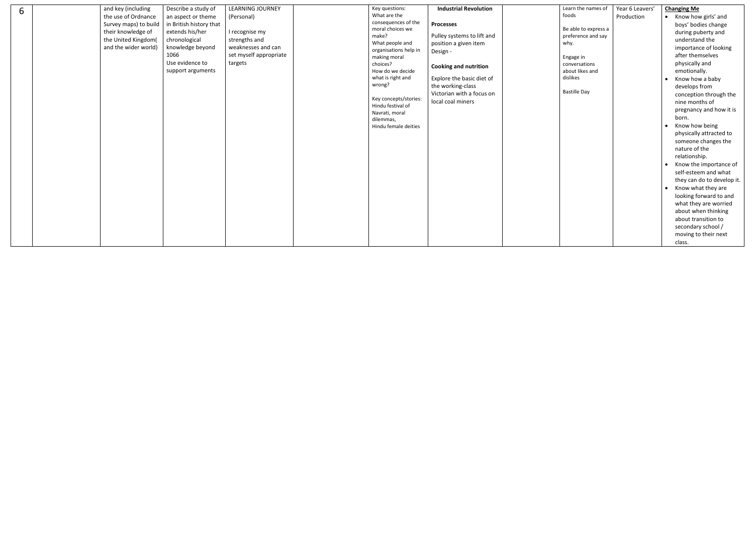| 6 | | and key (including the use of Ordnance Survey maps) to build their knowledge of the United Kingdom( and the wider world) | Describe a study of an aspect or theme in British history that extends his/her chronological knowledge beyond 1066<br>Use evidence to support arguments | LEARNING JOURNEY (Personal)<br><br>I recognise my strengths and weaknesses and can set myself appropriate targets | | Key questions:<br>What are the consequences of the moral choices we make?<br>What people and organisations help in making moral choices?<br>How do we decide what is right and wrong?<br><br>Key concepts/stories:<br>Hindu festival of Navrati, moral dilemmas,<br>Hindu female deities | **Industrial Revolution**<br><br>**Processes**<br><br>Pulley systems to lift and position a given item<br>Design -<br><br>**Cooking and nutrition**<br><br>Explore the basic diet of the working-class Victorian with a focus on local coal miners | | Learn the names of foods<br><br>Be able to express a preference and say why.<br><br>Engage in conversations about likes and dislikes<br><br>Bastille Day | Year 6 Leavers' Production | **Changing Me**<br>• Know how girls' and boys' bodies change during puberty and understand the importance of looking after themselves physically and emotionally.<br>• Know how a baby develops from conception through the nine months of pregnancy and how it is born.<br>• Know how being physically attracted to someone changes the nature of the relationship.<br>• Know the importance of self-esteem and what they can do to develop it.<br>• Know what they are looking forward to and what they are worried about when thinking about transition to secondary school / moving to their next class. |
|---|---|---|---|---|---|---|---|---|---|---|---|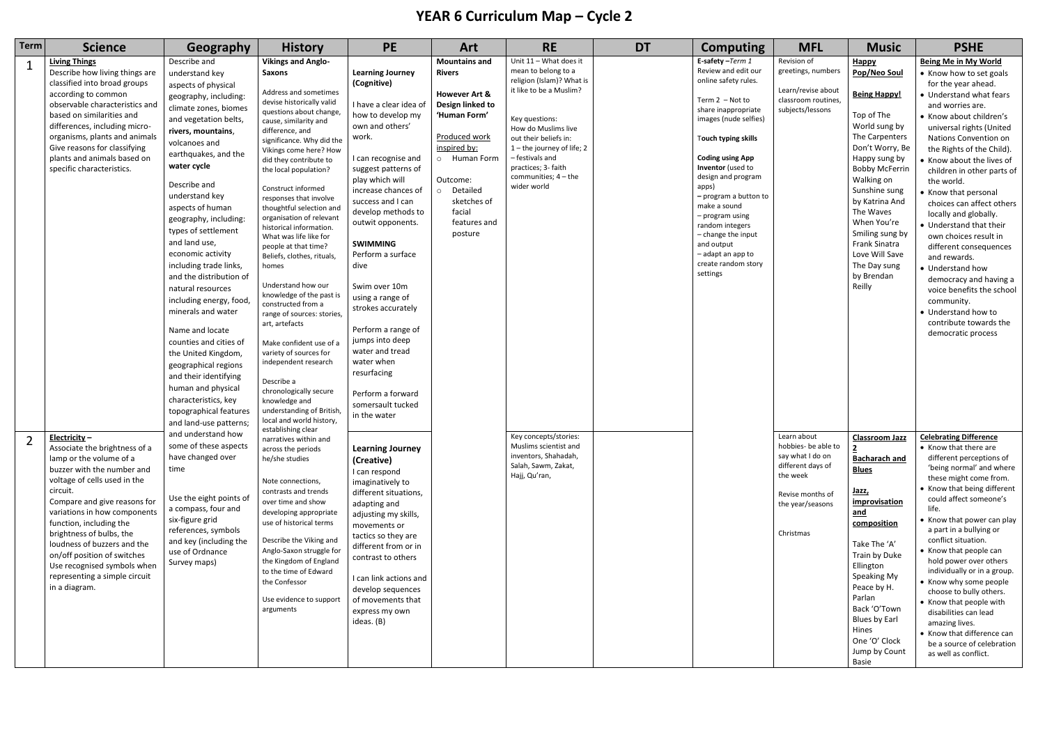# YEAR 6 Curriculum Map – Cycle 2

| Term | Science | Geography | History | PE | Art | RE | DT | Computing | MFL | Music | PSHE |
|---|---|---|---|---|---|---|---|---|---|---|---|
| 1 | **Living Things**<br>Describe how living things are classified into broad groups according to common observable characteristics and based on similarities and differences, including micro-organisms, plants and animals<br>Give reasons for classifying plants and animals based on specific characteristics. | Describe and understand key aspects of physical geography, including: climate zones, biomes and vegetation belts, **rivers, mountains**, volcanoes and earthquakes, and the **water cycle**<br><br>Describe and understand key aspects of human geography, including: types of settlement and land use, economic activity including trade links, and the distribution of natural resources including energy, food, minerals and water<br><br>Name and locate counties and cities of the United Kingdom, geographical regions and their identifying human and physical characteristics, key topographical features and land-use patterns; and understand how some of these aspects have changed over time<br><br>Use the eight points of a compass, four and six-figure grid references, symbols and key (including the use of Ordnance Survey maps) | **Vikings and Anglo-Saxons**<br><br>Address and sometimes devise historically valid questions about change, cause, similarity and difference, and significance. Why did the Vikings come here? How did they contribute to the local population?<br><br>Construct informed responses that involve thoughtful selection and organisation of relevant historical information. What was life like for people at that time? Beliefs, clothes, rituals, homes<br><br>Understand how our knowledge of the past is constructed from a range of sources: stories, art, artefacts<br><br>Make confident use of a variety of sources for independent research<br><br>Describe a chronologically secure knowledge and understanding of British, local and world history, establishing clear narratives within and across the periods he/she studies<br><br>Note connections, contrasts and trends over time and show developing appropriate use of historical terms<br><br>Describe the Viking and Anglo-Saxon struggle for the Kingdom of England to the time of Edward the Confessor<br><br>Use evidence to support arguments | **Learning Journey (Cognitive)**<br><br>I have a clear idea of how to develop my own and others' work.<br><br>I can recognise and suggest patterns of play which will increase chances of success and I can develop methods to outwit opponents.<br><br>**SWIMMING**<br>Perform a surface dive<br><br>Swim over 10m using a range of strokes accurately<br><br>Perform a range of jumps into deep water and tread water when resurfacing<br><br>Perform a forward somersault tucked in the water | **Mountains and Rivers**<br><br>**However Art & Design linked to 'Human Form'**<br><br>Produced work inspired by:<br>○ Human Form<br><br>Outcome:<br>○ Detailed sketches of facial features and posture | Unit 11 – What does it mean to belong to a religion (Islam)? What is it like to be a Muslim?<br><br>Key questions:<br>How do Muslims live out their beliefs in:<br>1 – the journey of life; 2 – festivals and practices; 3- faith communities; 4 – the wider world | | **E-safety** – *Term 1* Review and edit our online safety rules.<br><br>Term 2 – Not to share inappropriate images (nude selfies)<br><br>**Touch typing skills**<br><br>**Coding using App Inventor** (used to design and program apps)<br>**–** program a button to make a sound<br>– program using random integers<br>– change the input and output<br>– adapt an app to create random story settings | Revision of greetings, numbers<br><br>Learn/revise about classroom routines, subjects/lessons | **Happy Pop/Neo Soul**<br><br>**Being Happy!**<br><br>Top of The World sung by The Carpenters<br>Don't Worry, Be Happy sung by Bobby McFerrin<br>Walking on Sunshine sung by Katrina And The Waves<br>When You're Smiling sung by Frank Sinatra<br>Love Will Save The Day sung by Brendan Reilly | **Being Me in My World**<br>• Know how to set goals for the year ahead.<br>• Understand what fears and worries are.<br>• Know about children's universal rights (United Nations Convention on the Rights of the Child).<br>• Know about the lives of children in other parts of the world.<br>• Know that personal choices can affect others locally and globally.<br>• Understand that their own choices result in different consequences and rewards.<br>• Understand how democracy and having a voice benefits the school community.<br>• Understand how to contribute towards the democratic process |
| 2 | **Electricity** –<br>Associate the brightness of a lamp or the volume of a buzzer with the number and voltage of cells used in the circuit.<br>Compare and give reasons for variations in how components function, including the brightness of bulbs, the loudness of buzzers and the on/off position of switches<br>Use recognised symbols when representing a simple circuit in a diagram. | | | **Learning Journey (Creative)**<br>I can respond imaginatively to different situations, adapting and adjusting my skills, movements or tactics so they are different from or in contrast to others<br><br>I can link actions and develop sequences of movements that express my own ideas. (B) | | Key concepts/stories:<br>Muslims scientist and inventors, Shahadah, Salah, Sawm, Zakat, Hajj, Qu'ran, | | | Learn about hobbies- be able to say what I do on different days of the week<br><br>Revise months of the year/seasons<br><br>Christmas | **Classroom Jazz 2**<br>**Bacharach and Blues**<br><br>**Jazz, improvisation and composition**<br><br>Take The 'A' Train by Duke Ellington<br>Speaking My Peace by H. Parlan<br>Back 'O'Town Blues by Earl Hines<br>One 'O' Clock Jump by Count Basie | **Celebrating Difference**<br>• Know that there are different perceptions of 'being normal' and where these might come from.<br>• Know that being different could affect someone's life.<br>• Know that power can play a part in a bullying or conflict situation.<br>• Know that people can hold power over others individually or in a group.<br>• Know why some people choose to bully others.<br>• Know that people with disabilities can lead amazing lives.<br>• Know that difference can be a source of celebration as well as conflict. |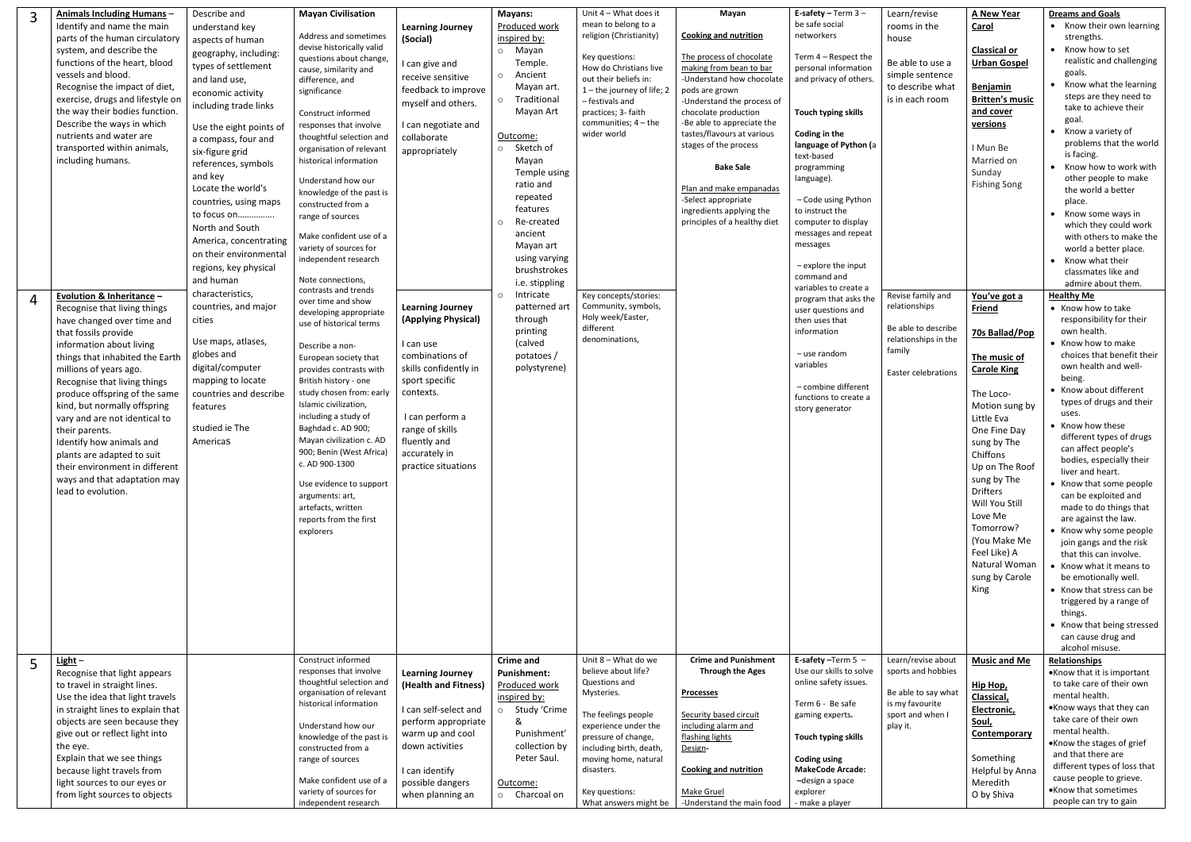| | | | | | | | | | | | |
|---|---|---|---|---|---|---|---|---|---|---|---|
| 3 | **Animals Including Humans** – Identify and name the main parts of the human circulatory system, and describe the functions of the heart, blood vessels and blood. Recognise the impact of diet, exercise, drugs and lifestyle on the way their bodies function. Describe the ways in which nutrients and water are transported within animals, including humans. | Describe and understand key aspects of human geography, including: types of settlement and land use, economic activity including trade links<br><br>Use the eight points of a compass, four and six-figure grid references, symbols and key<br>Locate the world's countries, using maps to focus on……………. North and South America, concentrating on their environmental regions, key physical and human characteristics, countries, and major cities<br><br>Use maps, atlases, globes and digital/computer mapping to locate countries and describe features<br><br>studied ie The AmericaS | **Mayan Civilisation**<br><br>Address and sometimes devise historically valid questions about change, cause, similarity and difference, and significance<br><br>Construct informed responses that involve thoughtful selection and organisation of relevant historical information<br><br>Understand how our knowledge of the past is constructed from a range of sources<br><br>Make confident use of a variety of sources for independent research<br><br>Note connections, contrasts and trends over time and show developing appropriate use of historical terms<br><br>Describe a non-European society that provides contrasts with British history - one study chosen from: early Islamic civilization, including a study of Baghdad c. AD 900; Mayan civilization c. AD 900; Benin (West Africa) c. AD 900-1300<br><br>Use evidence to support arguments: art, artefacts, written reports from the first explorers | **Learning Journey (Social)**<br><br>I can give and receive sensitive feedback to improve myself and others.<br><br>I can negotiate and collaborate appropriately | **Mayans:**<br>Produced work inspired by:<br>○ Mayan Temple.<br>○ Ancient Mayan art.<br>○ Traditional Mayan Art<br><br>Outcome:<br>○ Sketch of Mayan Temple using ratio and repeated features<br>○ Re-created ancient Mayan art using varying brushstrokes i.e. stippling<br>○ Intricate patterned art through printing (calved potatoes / polystyrene) | Unit 4 – What does it mean to belong to a religion (Christianity)<br><br>Key questions:<br>How do Christians live out their beliefs in: 1 – the journey of life; 2 – festivals and practices; 3- faith communities; 4 – the wider world | **Mayan**<br><br>**Cooking and nutrition**<br><br>The process of chocolate making from bean to bar<br>-Understand how chocolate pods are grown<br>-Understand the process of chocolate production<br>-Be able to appreciate the tastes/flavours at various stages of the process<br><br>**Bake Sale**<br><br>Plan and make empanadas<br>-Select appropriate ingredients applying the principles of a healthy diet | **E-safety** – Term 3 – be safe social networkers<br><br>Term 4 – Respect the personal information and privacy of others.<br><br>**Touch typing skills**<br><br>**Coding in the language of Python** (a text-based programming language).<br><br>– Code using Python to instruct the computer to display messages and repeat messages<br><br>– explore the input command and variables to create a program that asks the user questions and then uses that information<br><br>– use random variables<br><br>– combine different functions to create a story generator | Learn/revise rooms in the house<br><br>Be able to use a simple sentence to describe what is in each room | **A New Year Carol**<br><br>**Classical or Urban Gospel**<br><br>**Benjamin Britten's music and cover versions**<br><br>I Mun Be Married on Sunday<br>Fishing Song | **Dreams and Goals**<br>• Know their own learning strengths.<br>• Know how to set realistic and challenging goals.<br>• Know what the learning steps are they need to take to achieve their goal.<br>• Know a variety of problems that the world is facing.<br>• Know how to work with other people to make the world a better place.<br>• Know some ways in which they could work with others to make the world a better place.<br>• Know what their classmates like and admire about them. |
| 4 | **Evolution & Inheritance** – Recognise that living things have changed over time and that fossils provide information about living things that inhabited the Earth millions of years ago. Recognise that living things produce offspring of the same kind, but normally offspring vary and are not identical to their parents. Identify how animals and plants are adapted to suit their environment in different ways and that adaptation may lead to evolution. | | | **Learning Journey (Applying Physical)**<br><br>I can use combinations of skills confidently in sport specific contexts.<br><br>I can perform a range of skills fluently and accurately in practice situations | | Key concepts/stories: Community, symbols, Holy week/Easter, different denominations, | | | Revise family and relationships<br><br>Be able to describe relationships in the family<br><br>Easter celebrations | **You've got a Friend**<br><br>**70s Ballad/Pop**<br><br>**The music of Carole King**<br><br>The Loco-Motion sung by Little Eva<br>One Fine Day sung by The Chiffons<br>Up on The Roof sung by The Drifters<br>Will You Still Love Me Tomorrow?<br>(You Make Me Feel Like) A Natural Woman sung by Carole King | **Healthy Me**<br>• Know how to take responsibility for their own health.<br>• Know how to make choices that benefit their own health and well-being.<br>• Know about different types of drugs and their uses.<br>• Know how these different types of drugs can affect people's bodies, especially their liver and heart.<br>• Know that some people can be exploited and made to do things that are against the law.<br>• Know why some people join gangs and the risk that this can involve.<br>• Know what it means to be emotionally well.<br>• Know that stress can be triggered by a range of things.<br>• Know that being stressed can cause drug and alcohol misuse. |
| 5 | **Light** – Recognise that light appears to travel in straight lines. Use the idea that light travels in straight lines to explain that objects are seen because they give out or reflect light into the eye. Explain that we see things because light travels from light sources to our eyes or from light sources to objects | | Construct informed responses that involve thoughtful selection and organisation of relevant historical information<br><br>Understand how our knowledge of the past is constructed from a range of sources<br><br>Make confident use of a variety of sources for independent research | **Learning Journey (Health and Fitness)**<br><br>I can self-select and perform appropriate warm up and cool down activities<br><br>I can identify possible dangers when planning an | **Crime and Punishment:**<br>Produced work inspired by:<br>○ Study 'Crime & Punishment' collection by Peter Saul.<br><br>Outcome:<br>○ Charcoal on | Unit 8 – What do we believe about life? Questions and Mysteries.<br><br>The feelings people experience under the pressure of change, including birth, death, moving home, natural disasters.<br><br>Key questions:<br>What answers might be | **Crime and Punishment Through the Ages**<br><br>**Processes**<br><br>Security based circuit including alarm and flashing lights<br>Design-<br><br>**Cooking and nutrition**<br><br>Make Gruel<br>-Understand the main food | **E-safety** –Term 5 – Use our skills to solve online safety issues.<br><br>Term 6 - Be safe gaming experts.<br><br>**Touch typing skills**<br><br>**Coding using MakeCode Arcade:**<br>–design a space explorer<br>- make a player | Learn/revise about sports and hobbies<br><br>Be able to say what is my favourite sport and when I play it. | **Music and Me**<br><br>**Hip Hop, Classical, Electronic, Soul, Contemporary**<br><br>Something Helpful by Anna Meredith<br>O by Shiva | **Relationships**<br>•Know that it is important to take care of their own mental health.<br>•Know ways that they can take care of their own mental health.<br>•Know the stages of grief and that there are different types of loss that cause people to grieve.<br>•Know that sometimes people can try to gain |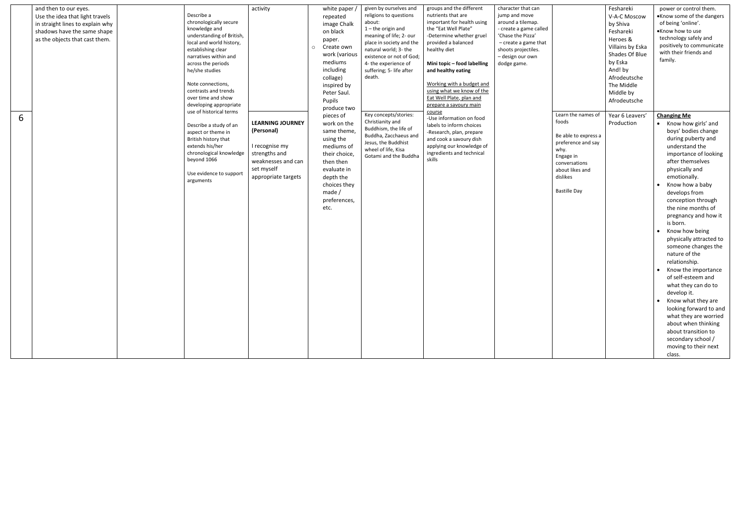| | | | | | | | | | | | | |
|---|---|---|---|---|---|---|---|---|---|---|---|---|
| | and then to our eyes.<br>Use the idea that light travels in straight lines to explain why shadows have the same shape as the objects that cast them. | | Describe a chronologically secure knowledge and understanding of British, local and world history, establishing clear narratives within and across the periods he/she studies<br><br>Note connections, contrasts and trends over time and show developing appropriate use of historical terms<br><br>Describe a study of an aspect or theme in British history that extends his/her chronological knowledge beyond 1066<br><br>Use evidence to support arguments | activity | white paper / repeated image Chalk on black paper.<br>- Create own work (various mediums including collage) inspired by Peter Saul. Pupils produce two pieces of work on the same theme, using the mediums of their choice, then then evaluate in depth the choices they made / preferences, etc. | given by ourselves and religions to questions about:<br>1 – the origin and meaning of life; 2- our place in society and the natural world; 3- the existence or not of God; 4- the experience of suffering; 5- life after death. | groups and the different nutrients that are important for health using the "Eat Well Plate"<br>-Determine whether gruel provided a balanced healthy diet<br><br>**Mini topic – food labelling and healthy eating**<br><br>Working with a budget and using what we know of the Eat Well Plate, plan and prepare a savoury main course | character that can jump and move around a tilemap.<br>- create a game called 'Chase the Pizza'<br>– create a game that shoots projectiles.<br>– design our own dodge game. | | Feshareki<br>V-A-C Moscow by Shiva Feshareki<br>Heroes & Villains by Eska<br>Shades Of Blue by Eska<br>And! by Afrodeutsche<br>The Middle Middle by Afrodeutsche | power or control them.<br>•Know some of the dangers of being 'online'.<br>•Know how to use technology safely and positively to communicate with their friends and family. |
| 6 | | | | **LEARNING JOURNEY (Personal)**<br><br>I recognise my strengths and weaknesses and can set myself appropriate targets | | Key concepts/stories: Christianity and Buddhism, the life of Buddha, Zacchaeus and Jesus, the Buddhist wheel of life, Kisa Gotami and the Buddha | -Use information on food labels to inform choices<br>-Research, plan, prepare and cook a savoury dish applying our knowledge of ingredients and technical skills | | Learn the names of foods<br><br>Be able to express a preference and say why.<br>Engage in conversations about likes and dislikes<br><br>Bastille Day | Year 6 Leavers' Production | **Changing Me**<br>• Know how girls' and boys' bodies change during puberty and understand the importance of looking after themselves physically and emotionally.<br>• Know how a baby develops from conception through the nine months of pregnancy and how it is born.<br>• Know how being physically attracted to someone changes the nature of the relationship.<br>• Know the importance of self-esteem and what they can do to develop it.<br>• Know what they are looking forward to and what they are worried about when thinking about transition to secondary school / moving to their next class. |